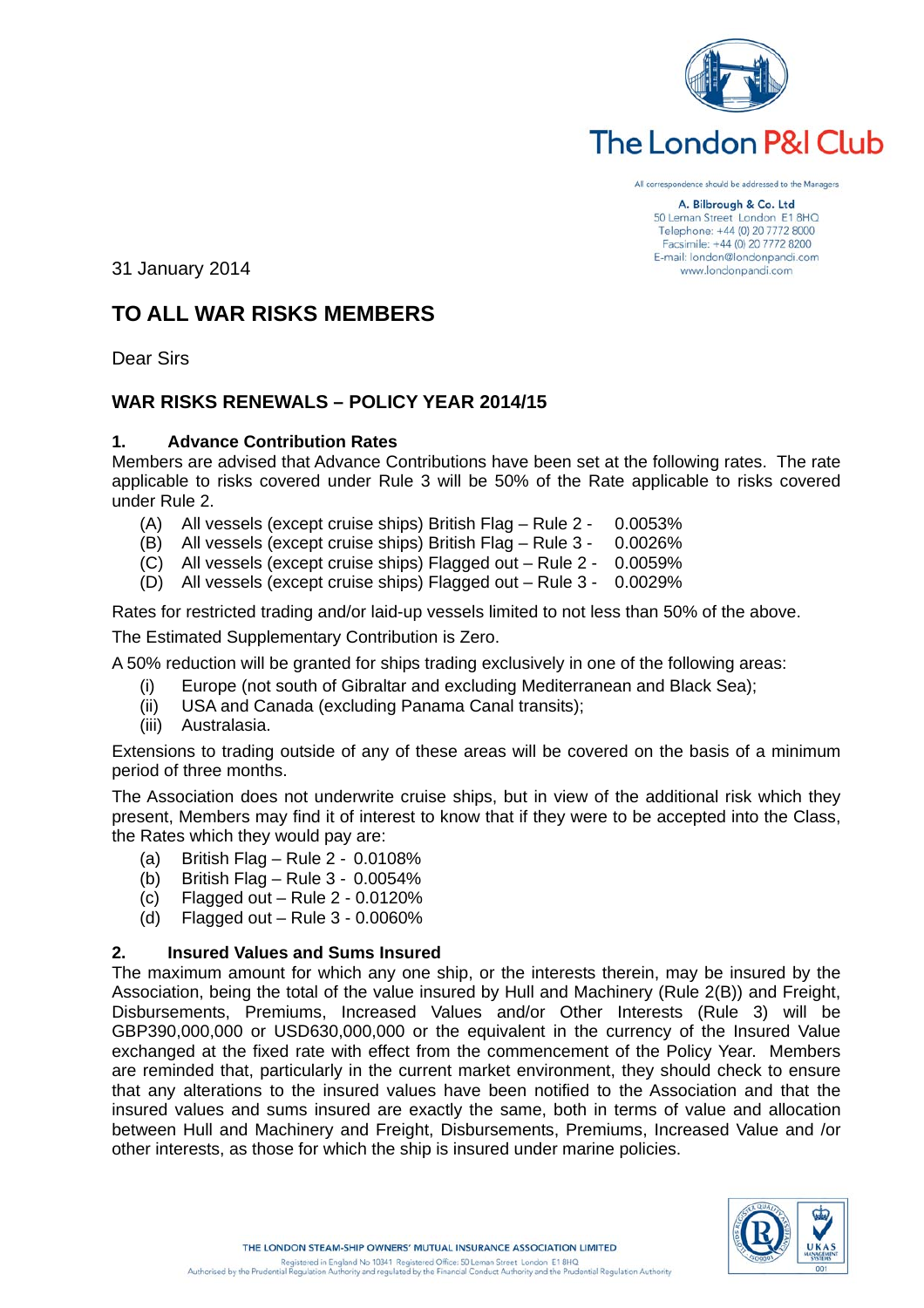The London P&I Club

All correspondence should be addressed to the Managers

**A. Bilbrough & Co. Ltd**
50 Leman Street London E1 8HQ
Telephone: +44 (0) 20 7772 8000
Facsimile: +44 (0) 20 7772 8200
E-mail: london@londonpandi.com
www.londonpandi.com

31 January 2014

## TO ALL WAR RISKS MEMBERS

Dear Sirs

### WAR RISKS RENEWALS – POLICY YEAR 2014/15

**1. Advance Contribution Rates**

Members are advised that Advance Contributions have been set at the following rates. The rate applicable to risks covered under Rule 3 will be 50% of the Rate applicable to risks covered under Rule 2.

(A) All vessels (except cruise ships) British Flag – Rule 2 - 0.0053%
(B) All vessels (except cruise ships) British Flag – Rule 3 - 0.0026%
(C) All vessels (except cruise ships) Flagged out – Rule 2 - 0.0059%
(D) All vessels (except cruise ships) Flagged out – Rule 3 - 0.0029%

Rates for restricted trading and/or laid-up vessels limited to not less than 50% of the above.

The Estimated Supplementary Contribution is Zero.

A 50% reduction will be granted for ships trading exclusively in one of the following areas:

(i) Europe (not south of Gibraltar and excluding Mediterranean and Black Sea);
(ii) USA and Canada (excluding Panama Canal transits);
(iii) Australasia.

Extensions to trading outside of any of these areas will be covered on the basis of a minimum period of three months.

The Association does not underwrite cruise ships, but in view of the additional risk which they present, Members may find it of interest to know that if they were to be accepted into the Class, the Rates which they would pay are:

(a) British Flag – Rule 2 - 0.0108%
(b) British Flag – Rule 3 - 0.0054%
(c) Flagged out – Rule 2 - 0.0120%
(d) Flagged out – Rule 3 - 0.0060%

**2. Insured Values and Sums Insured**

The maximum amount for which any one ship, or the interests therein, may be insured by the Association, being the total of the value insured by Hull and Machinery (Rule 2(B)) and Freight, Disbursements, Premiums, Increased Values and/or Other Interests (Rule 3) will be GBP390,000,000 or USD630,000,000 or the equivalent in the currency of the Insured Value exchanged at the fixed rate with effect from the commencement of the Policy Year. Members are reminded that, particularly in the current market environment, they should check to ensure that any alterations to the insured values have been notified to the Association and that the insured values and sums insured are exactly the same, both in terms of value and allocation between Hull and Machinery and Freight, Disbursements, Premiums, Increased Value and /or other interests, as those for which the ship is insured under marine policies.

THE LONDON STEAM-SHIP OWNERS' MUTUAL INSURANCE ASSOCIATION LIMITED
Registered in England No 10341 Registered Office: 50 Leman Street London E1 8HQ
Authorised by the Prudential Regulation Authority and regulated by the Financial Conduct Authority and the Prudential Regulation Authority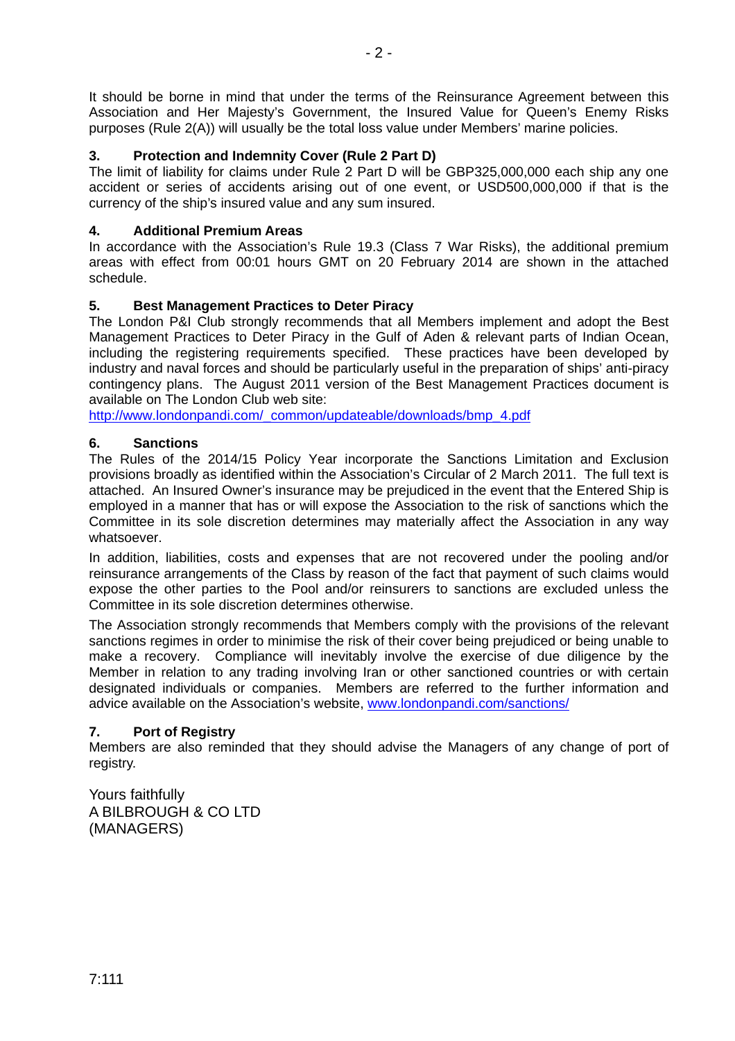It should be borne in mind that under the terms of the Reinsurance Agreement between this Association and Her Majesty's Government, the Insured Value for Queen's Enemy Risks purposes (Rule 2(A)) will usually be the total loss value under Members' marine policies.

## 3. Protection and Indemnity Cover (Rule 2 Part D)

The limit of liability for claims under Rule 2 Part D will be GBP325,000,000 each ship any one accident or series of accidents arising out of one event, or USD500,000,000 if that is the currency of the ship's insured value and any sum insured.

## 4. Additional Premium Areas

In accordance with the Association's Rule 19.3 (Class 7 War Risks), the additional premium areas with effect from 00:01 hours GMT on 20 February 2014 are shown in the attached schedule.

## 5. Best Management Practices to Deter Piracy

The London P&I Club strongly recommends that all Members implement and adopt the Best Management Practices to Deter Piracy in the Gulf of Aden & relevant parts of Indian Ocean, including the registering requirements specified. These practices have been developed by industry and naval forces and should be particularly useful in the preparation of ships' anti-piracy contingency plans. The August 2011 version of the Best Management Practices document is available on The London Club web site:
http://www.londonpandi.com/_common/updateable/downloads/bmp_4.pdf

## 6. Sanctions

The Rules of the 2014/15 Policy Year incorporate the Sanctions Limitation and Exclusion provisions broadly as identified within the Association's Circular of 2 March 2011. The full text is attached. An Insured Owner's insurance may be prejudiced in the event that the Entered Ship is employed in a manner that has or will expose the Association to the risk of sanctions which the Committee in its sole discretion determines may materially affect the Association in any way whatsoever.

In addition, liabilities, costs and expenses that are not recovered under the pooling and/or reinsurance arrangements of the Class by reason of the fact that payment of such claims would expose the other parties to the Pool and/or reinsurers to sanctions are excluded unless the Committee in its sole discretion determines otherwise.

The Association strongly recommends that Members comply with the provisions of the relevant sanctions regimes in order to minimise the risk of their cover being prejudiced or being unable to make a recovery. Compliance will inevitably involve the exercise of due diligence by the Member in relation to any trading involving Iran or other sanctioned countries or with certain designated individuals or companies. Members are referred to the further information and advice available on the Association's website, www.londonpandi.com/sanctions/

## 7. Port of Registry

Members are also reminded that they should advise the Managers of any change of port of registry.

Yours faithfully
A BILBROUGH & CO LTD
(MANAGERS)

7:111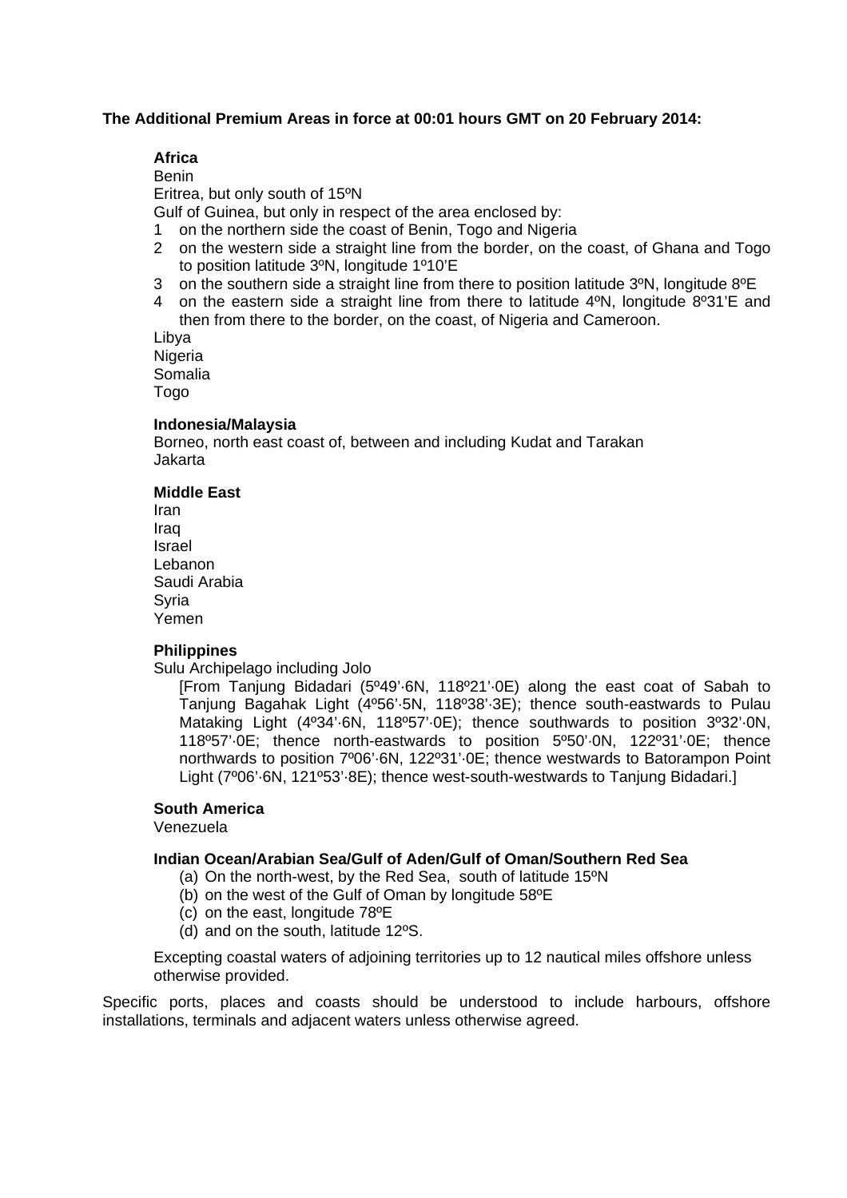**The Additional Premium Areas in force at 00:01 hours GMT on 20 February 2014:**

**Africa**

Benin

Eritrea, but only south of 15ºN

Gulf of Guinea, but only in respect of the area enclosed by:

1. on the northern side the coast of Benin, Togo and Nigeria
2. on the western side a straight line from the border, on the coast, of Ghana and Togo to position latitude 3ºN, longitude 1º10'E
3. on the southern side a straight line from there to position latitude 3ºN, longitude 8ºE
4. on the eastern side a straight line from there to latitude 4ºN, longitude 8º31'E and then from there to the border, on the coast, of Nigeria and Cameroon.

Libya

Nigeria

Somalia

Togo

**Indonesia/Malaysia**

Borneo, north east coast of, between and including Kudat and Tarakan

Jakarta

**Middle East**

Iran

Iraq

Israel

Lebanon

Saudi Arabia

Syria

Yemen

**Philippines**

Sulu Archipelago including Jolo

[From Tanjung Bidadari (5º49'·6N, 118º21'·0E) along the east coat of Sabah to Tanjung Bagahak Light (4º56'·5N, 118º38'·3E); thence south-eastwards to Pulau Mataking Light (4º34'·6N, 118º57'·0E); thence southwards to position 3º32'·0N, 118º57'·0E; thence north-eastwards to position 5º50'·0N, 122º31'·0E; thence northwards to position 7º06'·6N, 122º31'·0E; thence westwards to Batorampon Point Light (7º06'·6N, 121º53'·8E); thence west-south-westwards to Tanjung Bidadari.]

**South America**

Venezuela

**Indian Ocean/Arabian Sea/Gulf of Aden/Gulf of Oman/Southern Red Sea**

(a) On the north-west, by the Red Sea, south of latitude 15ºN

(b) on the west of the Gulf of Oman by longitude 58ºE

(c) on the east, longitude 78ºE

(d) and on the south, latitude 12ºS.

Excepting coastal waters of adjoining territories up to 12 nautical miles offshore unless otherwise provided.

Specific ports, places and coasts should be understood to include harbours, offshore installations, terminals and adjacent waters unless otherwise agreed.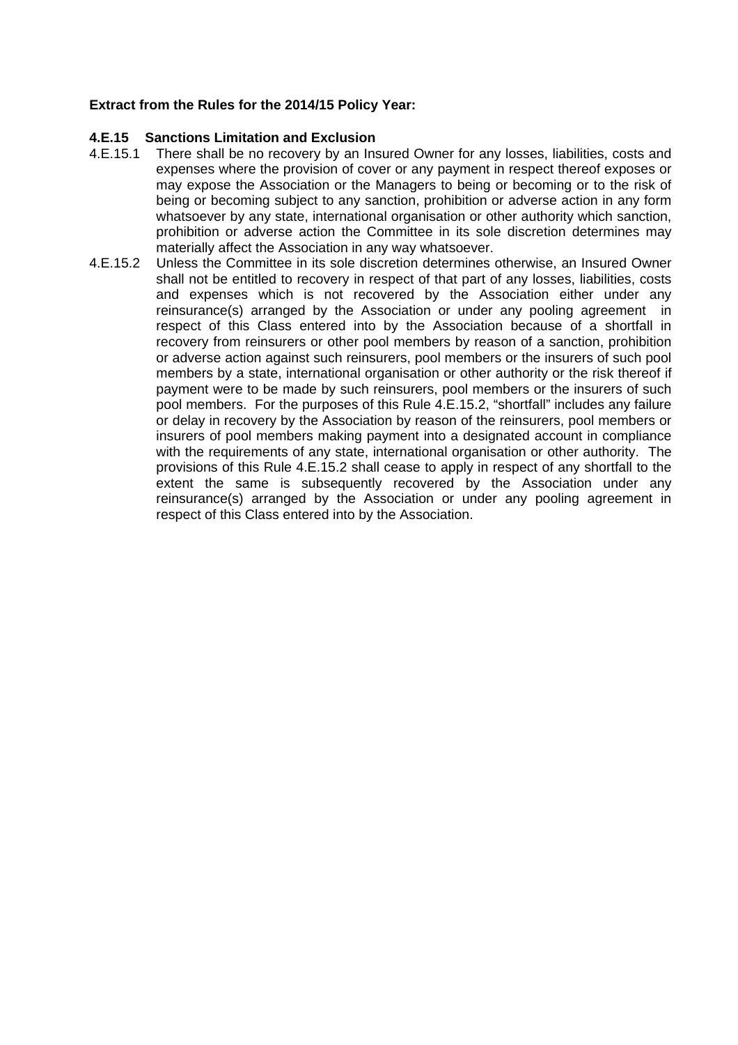**Extract from the Rules for the 2014/15 Policy Year:**

**4.E.15 Sanctions Limitation and Exclusion**

4.E.15.1 There shall be no recovery by an Insured Owner for any losses, liabilities, costs and expenses where the provision of cover or any payment in respect thereof exposes or may expose the Association or the Managers to being or becoming or to the risk of being or becoming subject to any sanction, prohibition or adverse action in any form whatsoever by any state, international organisation or other authority which sanction, prohibition or adverse action the Committee in its sole discretion determines may materially affect the Association in any way whatsoever.

4.E.15.2 Unless the Committee in its sole discretion determines otherwise, an Insured Owner shall not be entitled to recovery in respect of that part of any losses, liabilities, costs and expenses which is not recovered by the Association either under any reinsurance(s) arranged by the Association or under any pooling agreement in respect of this Class entered into by the Association because of a shortfall in recovery from reinsurers or other pool members by reason of a sanction, prohibition or adverse action against such reinsurers, pool members or the insurers of such pool members by a state, international organisation or other authority or the risk thereof if payment were to be made by such reinsurers, pool members or the insurers of such pool members. For the purposes of this Rule 4.E.15.2, "shortfall" includes any failure or delay in recovery by the Association by reason of the reinsurers, pool members or insurers of pool members making payment into a designated account in compliance with the requirements of any state, international organisation or other authority. The provisions of this Rule 4.E.15.2 shall cease to apply in respect of any shortfall to the extent the same is subsequently recovered by the Association under any reinsurance(s) arranged by the Association or under any pooling agreement in respect of this Class entered into by the Association.